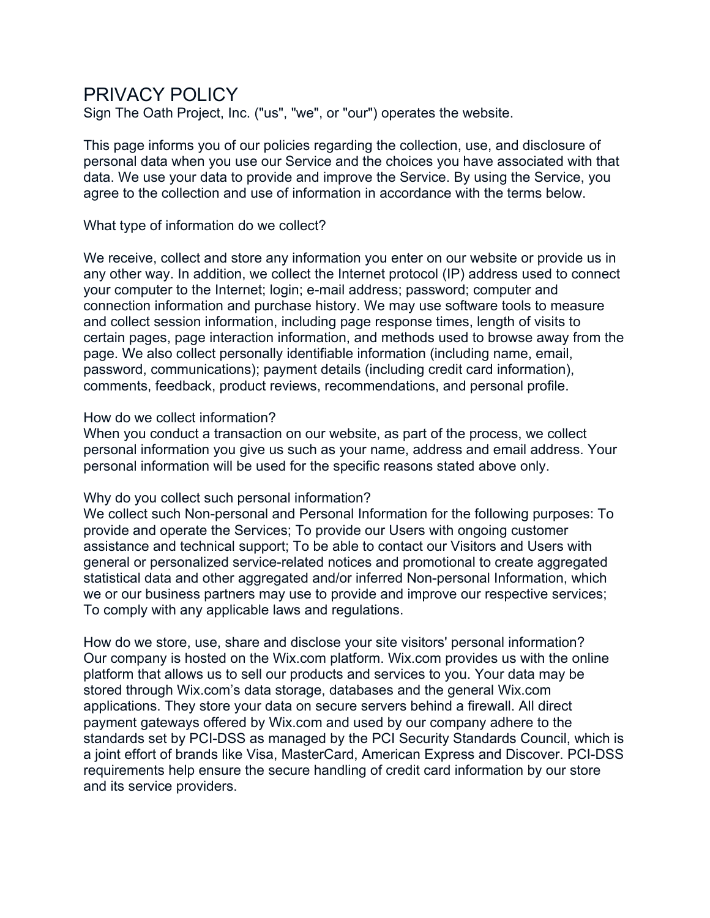# PRIVACY POLICY

Sign The Oath Project, Inc. ("us", "we", or "our") operates the website.

This page informs you of our policies regarding the collection, use, and disclosure of personal data when you use our Service and the choices you have associated with that data. We use your data to provide and improve the Service. By using the Service, you agree to the collection and use of information in accordance with the terms below.

What type of information do we collect?

We receive, collect and store any information you enter on our website or provide us in any other way. In addition, we collect the Internet protocol (IP) address used to connect your computer to the Internet; login; e-mail address; password; computer and connection information and purchase history. We may use software tools to measure and collect session information, including page response times, length of visits to certain pages, page interaction information, and methods used to browse away from the page. We also collect personally identifiable information (including name, email, password, communications); payment details (including credit card information), comments, feedback, product reviews, recommendations, and personal profile.

How do we collect information?
When you conduct a transaction on our website, as part of the process, we collect personal information you give us such as your name, address and email address. Your personal information will be used for the specific reasons stated above only.

Why do you collect such personal information?
We collect such Non-personal and Personal Information for the following purposes: To provide and operate the Services; To provide our Users with ongoing customer assistance and technical support; To be able to contact our Visitors and Users with general or personalized service-related notices and promotional to create aggregated statistical data and other aggregated and/or inferred Non-personal Information, which we or our business partners may use to provide and improve our respective services; To comply with any applicable laws and regulations.

How do we store, use, share and disclose your site visitors' personal information?
Our company is hosted on the Wix.com platform. Wix.com provides us with the online platform that allows us to sell our products and services to you. Your data may be stored through Wix.com's data storage, databases and the general Wix.com applications. They store your data on secure servers behind a firewall. All direct payment gateways offered by Wix.com and used by our company adhere to the standards set by PCI-DSS as managed by the PCI Security Standards Council, which is a joint effort of brands like Visa, MasterCard, American Express and Discover. PCI-DSS requirements help ensure the secure handling of credit card information by our store and its service providers.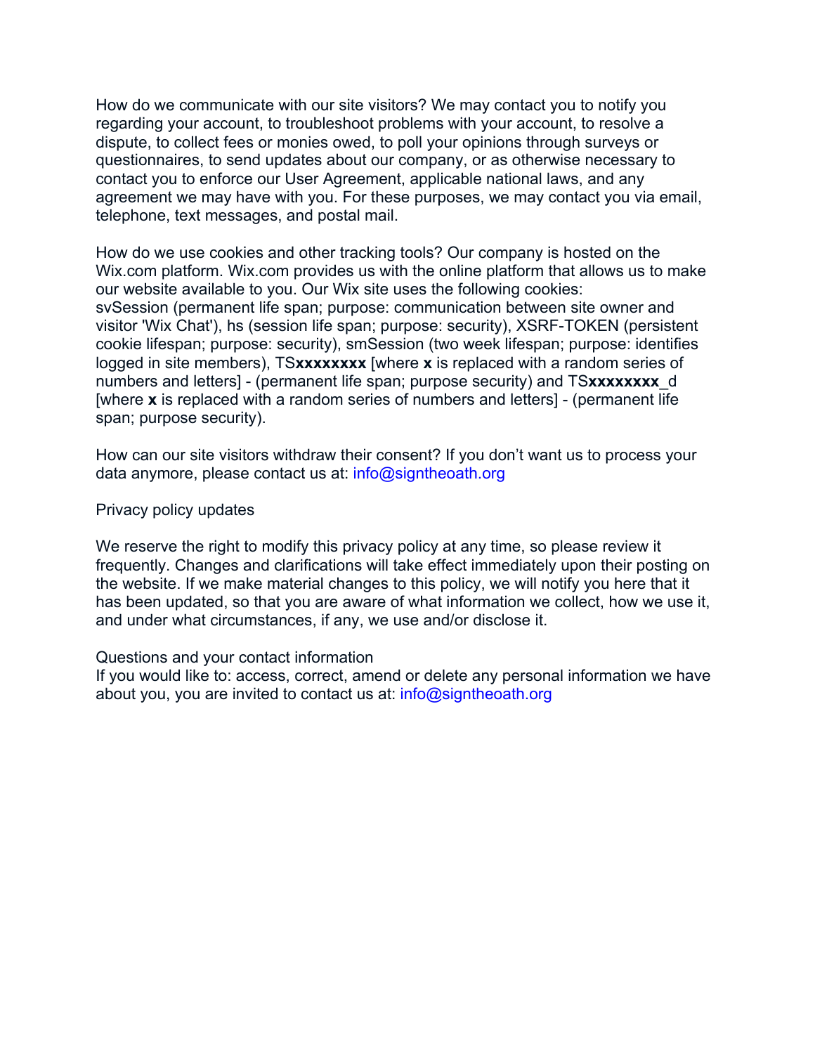How do we communicate with our site visitors? We may contact you to notify you regarding your account, to troubleshoot problems with your account, to resolve a dispute, to collect fees or monies owed, to poll your opinions through surveys or questionnaires, to send updates about our company, or as otherwise necessary to contact you to enforce our User Agreement, applicable national laws, and any agreement we may have with you. For these purposes, we may contact you via email, telephone, text messages, and postal mail.

How do we use cookies and other tracking tools? Our company is hosted on the Wix.com platform. Wix.com provides us with the online platform that allows us to make our website available to you. Our Wix site uses the following cookies: svSession (permanent life span; purpose: communication between site owner and visitor 'Wix Chat'), hs (session life span; purpose: security), XSRF-TOKEN (persistent cookie lifespan; purpose: security), smSession (two week lifespan; purpose: identifies logged in site members), TS**xxxxxxxx** [where **x** is replaced with a random series of numbers and letters] - (permanent life span; purpose security) and TS**xxxxxxxx**_d [where **x** is replaced with a random series of numbers and letters] - (permanent life span; purpose security).

How can our site visitors withdraw their consent? If you don't want us to process your data anymore, please contact us at: info@signtheoath.org

Privacy policy updates

We reserve the right to modify this privacy policy at any time, so please review it frequently. Changes and clarifications will take effect immediately upon their posting on the website. If we make material changes to this policy, we will notify you here that it has been updated, so that you are aware of what information we collect, how we use it, and under what circumstances, if any, we use and/or disclose it.

Questions and your contact information

If you would like to: access, correct, amend or delete any personal information we have about you, you are invited to contact us at: info@signtheoath.org